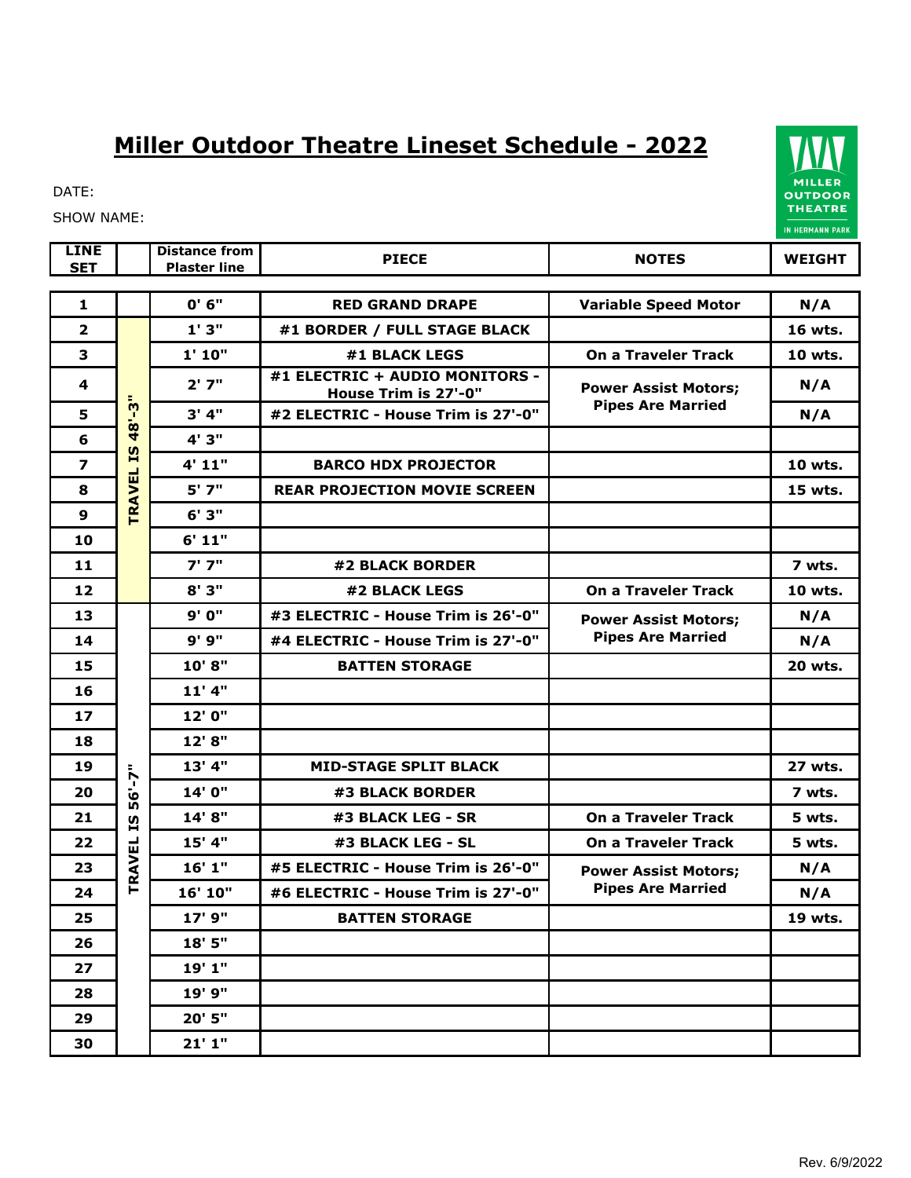# Miller Outdoor Theatre Lineset Schedule - 2022

DATE:

SHOW NAME:

| LINE SET | | Distance from Plaster line | PIECE | NOTES | WEIGHT |
|---|---|---|---|---|---|
| 1 | | 0' 6" | RED GRAND DRAPE | Variable Speed Motor | N/A |
| 2 | TRAVEL IS 48'-3" | 1' 3" | #1 BORDER / FULL STAGE BLACK | | 16 wts. |
| 3 | | 1' 10" | #1 BLACK LEGS | On a Traveler Track | 10 wts. |
| 4 | | 2' 7" | #1 ELECTRIC + AUDIO MONITORS - House Trim is 27'-0" | Power Assist Motors; Pipes Are Married | N/A |
| 5 | | 3' 4" | #2 ELECTRIC - House Trim is 27'-0" | | N/A |
| 6 | | 4' 3" | | | |
| 7 | | 4' 11" | BARCO HDX PROJECTOR | | 10 wts. |
| 8 | | 5' 7" | REAR PROJECTION MOVIE SCREEN | | 15 wts. |
| 9 | | 6' 3" | | | |
| 10 | | 6' 11" | | | |
| 11 | | 7' 7" | #2 BLACK BORDER | | 7 wts. |
| 12 | | 8' 3" | #2 BLACK LEGS | On a Traveler Track | 10 wts. |
| 13 | TRAVEL IS 56'-7" | 9' 0" | #3 ELECTRIC - House Trim is 26'-0" | Power Assist Motors; Pipes Are Married | N/A |
| 14 | | 9' 9" | #4 ELECTRIC - House Trim is 27'-0" | | N/A |
| 15 | | 10' 8" | BATTEN STORAGE | | 20 wts. |
| 16 | | 11' 4" | | | |
| 17 | | 12' 0" | | | |
| 18 | | 12' 8" | | | |
| 19 | | 13' 4" | MID-STAGE SPLIT BLACK | | 27 wts. |
| 20 | | 14' 0" | #3 BLACK BORDER | | 7 wts. |
| 21 | | 14' 8" | #3 BLACK LEG - SR | On a Traveler Track | 5 wts. |
| 22 | | 15' 4" | #3 BLACK LEG - SL | On a Traveler Track | 5 wts. |
| 23 | | 16' 1" | #5 ELECTRIC - House Trim is 26'-0" | Power Assist Motors; Pipes Are Married | N/A |
| 24 | | 16' 10" | #6 ELECTRIC - House Trim is 27'-0" | | N/A |
| 25 | | 17' 9" | BATTEN STORAGE | | 19 wts. |
| 26 | | 18' 5" | | | |
| 27 | | 19' 1" | | | |
| 28 | | 19' 9" | | | |
| 29 | | 20' 5" | | | |
| 30 | | 21' 1" | | | |

Rev. 6/9/2022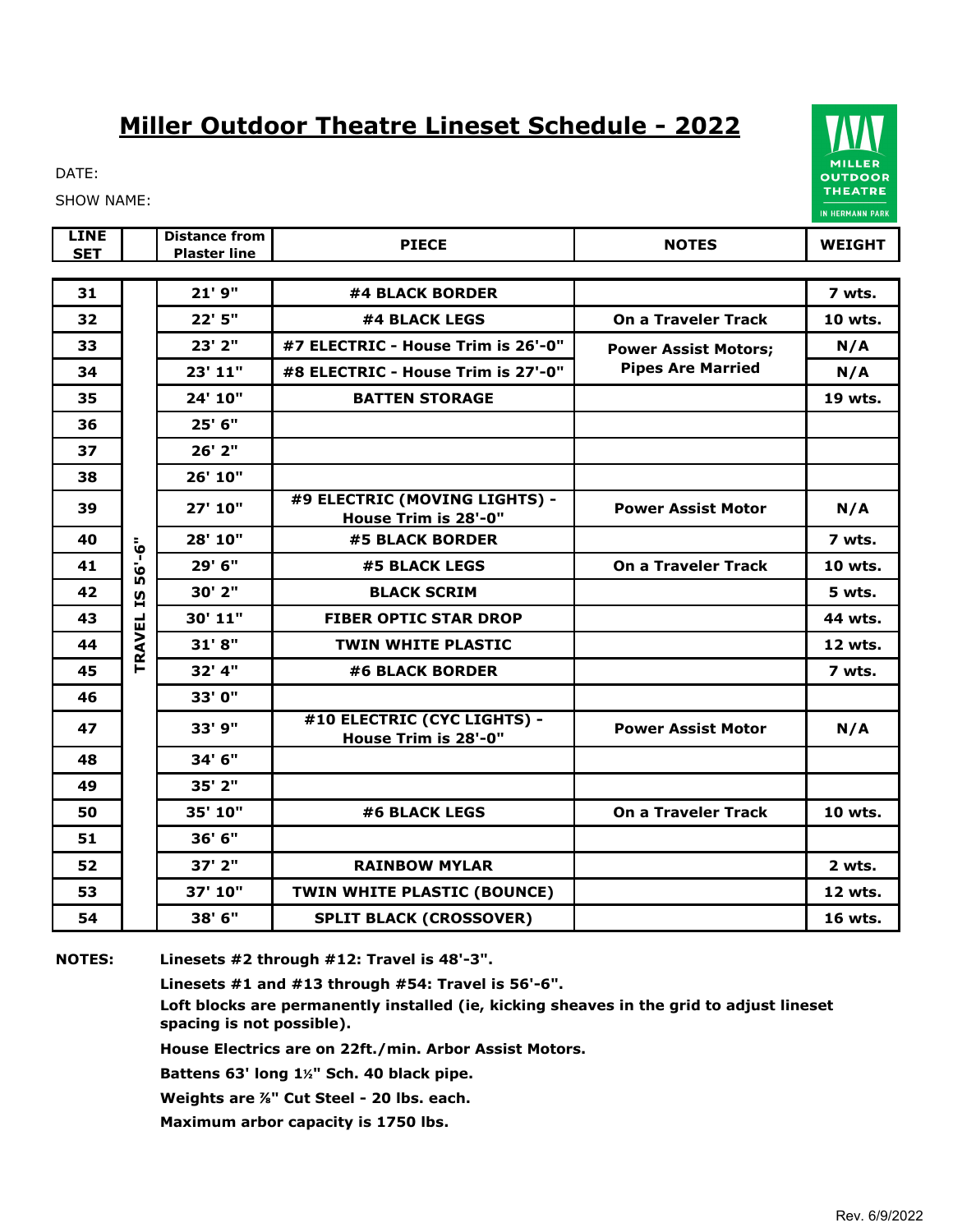# Miller Outdoor Theatre Lineset Schedule - 2022

DATE:

SHOW NAME:

| LINE SET | | Distance from Plaster line | PIECE | NOTES | WEIGHT |
|---|---|---|---|---|---|
| 31 | TRAVEL IS 56'-6" | 21' 9" | #4 BLACK BORDER | | 7 wts. |
| 32 | | 22' 5" | #4 BLACK LEGS | On a Traveler Track | 10 wts. |
| 33 | | 23' 2" | #7 ELECTRIC - House Trim is 26'-0" | Power Assist Motors; Pipes Are Married | N/A |
| 34 | | 23' 11" | #8 ELECTRIC - House Trim is 27'-0" | | N/A |
| 35 | | 24' 10" | BATTEN STORAGE | | 19 wts. |
| 36 | | 25' 6" | | | |
| 37 | | 26' 2" | | | |
| 38 | | 26' 10" | | | |
| 39 | | 27' 10" | #9 ELECTRIC (MOVING LIGHTS) - House Trim is 28'-0" | Power Assist Motor | N/A |
| 40 | | 28' 10" | #5 BLACK BORDER | | 7 wts. |
| 41 | | 29' 6" | #5 BLACK LEGS | On a Traveler Track | 10 wts. |
| 42 | | 30' 2" | BLACK SCRIM | | 5 wts. |
| 43 | | 30' 11" | FIBER OPTIC STAR DROP | | 44 wts. |
| 44 | | 31' 8" | TWIN WHITE PLASTIC | | 12 wts. |
| 45 | | 32' 4" | #6 BLACK BORDER | | 7 wts. |
| 46 | | 33' 0" | | | |
| 47 | | 33' 9" | #10 ELECTRIC (CYC LIGHTS) - House Trim is 28'-0" | Power Assist Motor | N/A |
| 48 | | 34' 6" | | | |
| 49 | | 35' 2" | | | |
| 50 | | 35' 10" | #6 BLACK LEGS | On a Traveler Track | 10 wts. |
| 51 | | 36' 6" | | | |
| 52 | | 37' 2" | RAINBOW MYLAR | | 2 wts. |
| 53 | | 37' 10" | TWIN WHITE PLASTIC (BOUNCE) | | 12 wts. |
| 54 | | 38' 6" | SPLIT BLACK (CROSSOVER) | | 16 wts. |

**NOTES:**

**Linesets #2 through #12: Travel is 48'-3".**

**Linesets #1 and #13 through #54: Travel is 56'-6".**

**Loft blocks are permanently installed (ie, kicking sheaves in the grid to adjust lineset spacing is not possible).**

**House Electrics are on 22ft./min. Arbor Assist Motors.**

**Battens 63' long 1½" Sch. 40 black pipe.**

**Weights are ⅞" Cut Steel - 20 lbs. each.**

**Maximum arbor capacity is 1750 lbs.**

Rev. 6/9/2022